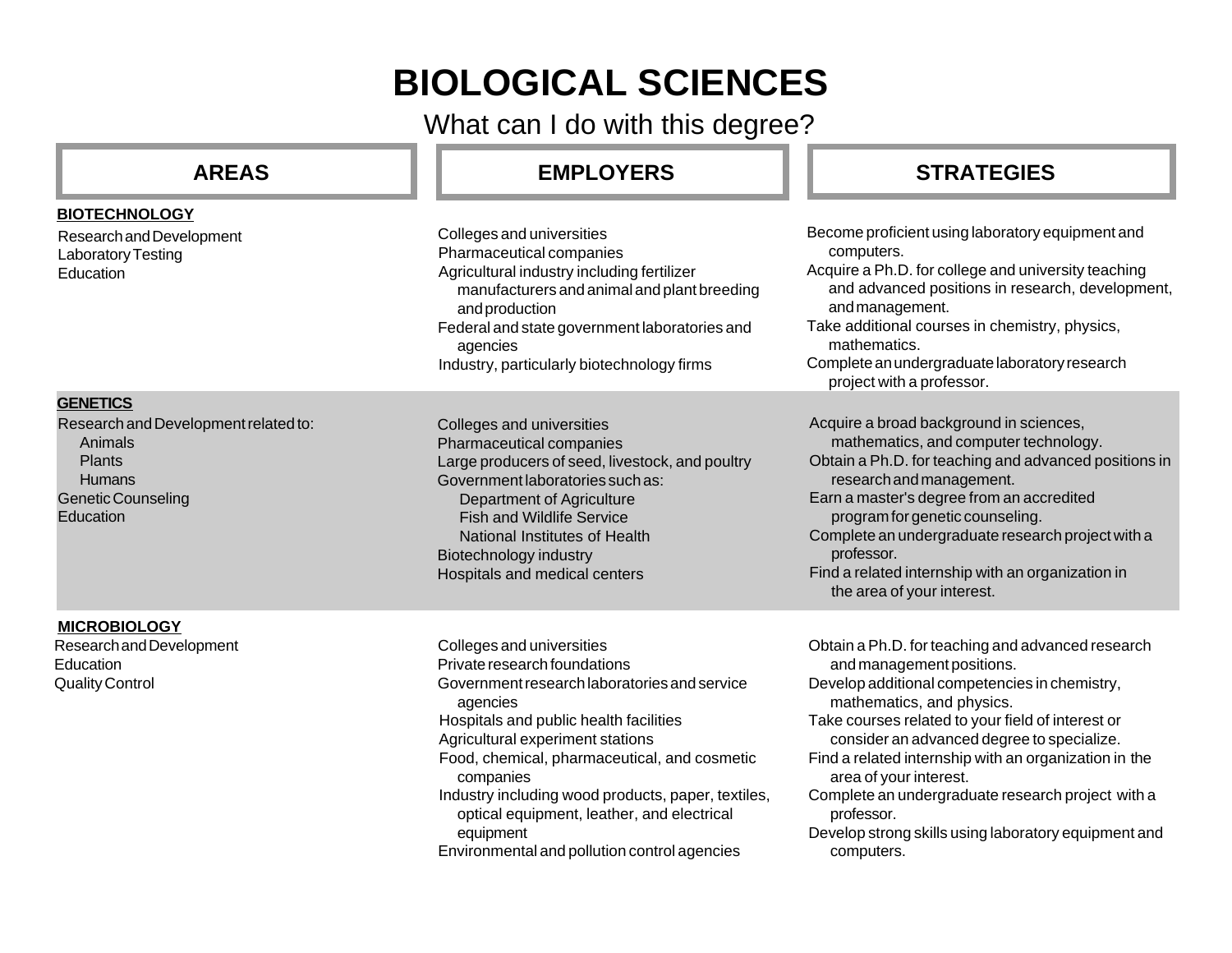# BIOLOGICAL SCIENCES

What can I do with this degree?

| AREAS | EMPLOYERS | STRATEGIES |
| --- | --- | --- |
| **BIOTECHNOLOGY**<br>Research and Development<br>Laboratory Testing<br>Education | Colleges and universities<br>Pharmaceutical companies<br>Agricultural industry including fertilizer manufacturers and animal and plant breeding and production<br>Federal and state government laboratories and agencies<br>Industry, particularly biotechnology firms | Become proficient using laboratory equipment and computers.<br>Acquire a Ph.D. for college and university teaching and advanced positions in research, development, and management.<br>Take additional courses in chemistry, physics, mathematics.<br>Complete an undergraduate laboratory research project with a professor. |
| **GENETICS**<br>Research and Development related to:<br>Animals<br>Plants<br>Humans<br>Genetic Counseling<br>Education | Colleges and universities<br>Pharmaceutical companies<br>Large producers of seed, livestock, and poultry<br>Government laboratories such as:<br>Department of Agriculture<br>Fish and Wildlife Service<br>National Institutes of Health<br>Biotechnology industry<br>Hospitals and medical centers | Acquire a broad background in sciences, mathematics, and computer technology.<br>Obtain a Ph.D. for teaching and advanced positions in research and management.<br>Earn a master's degree from an accredited program for genetic counseling.<br>Complete an undergraduate research project with a professor.<br>Find a related internship with an organization in the area of your interest. |
| **MICROBIOLOGY**<br>Research and Development<br>Education<br>Quality Control | Colleges and universities<br>Private research foundations<br>Government research laboratories and service agencies<br>Hospitals and public health facilities<br>Agricultural experiment stations<br>Food, chemical, pharmaceutical, and cosmetic companies<br>Industry including wood products, paper, textiles, optical equipment, leather, and electrical equipment<br>Environmental and pollution control agencies | Obtain a Ph.D. for teaching and advanced research and management positions.<br>Develop additional competencies in chemistry, mathematics, and physics.<br>Take courses related to your field of interest or consider an advanced degree to specialize.<br>Find a related internship with an organization in the area of your interest.<br>Complete an undergraduate research project with a professor.<br>Develop strong skills using laboratory equipment and computers. |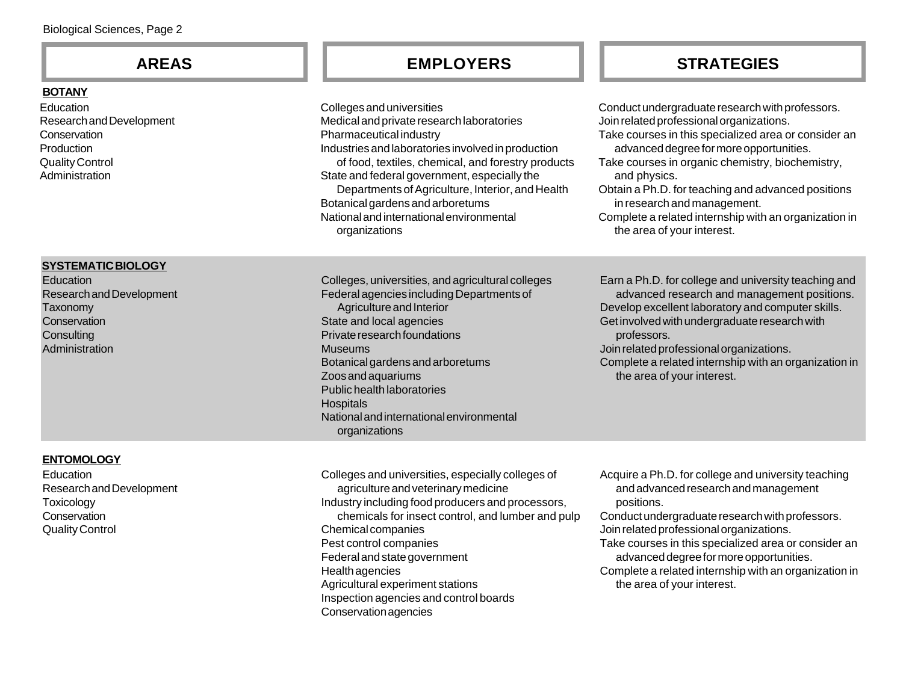| AREAS | EMPLOYERS | STRATEGIES |
|---|---|---|
| **BOTANY** | | |
| Education<br>Research and Development<br>Conservation<br>Production<br>Quality Control<br>Administration | Colleges and universities<br>Medical and private research laboratories<br>Pharmaceutical industry<br>Industries and laboratories involved in production of food, textiles, chemical, and forestry products<br>State and federal government, especially the Departments of Agriculture, Interior, and Health<br>Botanical gardens and arboretums<br>National and international environmental organizations | Conduct undergraduate research with professors.<br>Join related professional organizations.<br>Take courses in this specialized area or consider an advanced degree for more opportunities.<br>Take courses in organic chemistry, biochemistry, and physics.<br>Obtain a Ph.D. for teaching and advanced positions in research and management.<br>Complete a related internship with an organization in the area of your interest. |
| **SYSTEMATIC BIOLOGY** | | |
| Education<br>Research and Development<br>Taxonomy<br>Conservation<br>Consulting<br>Administration | Colleges, universities, and agricultural colleges<br>Federal agencies including Departments of Agriculture and Interior<br>State and local agencies<br>Private research foundations<br>Museums<br>Botanical gardens and arboretums<br>Zoos and aquariums<br>Public health laboratories<br>Hospitals<br>National and international environmental organizations | Earn a Ph.D. for college and university teaching and advanced research and management positions.<br>Develop excellent laboratory and computer skills.<br>Get involved with undergraduate research with professors.<br>Join related professional organizations.<br>Complete a related internship with an organization in the area of your interest. |
| **ENTOMOLOGY** | | |
| Education<br>Research and Development<br>Toxicology<br>Conservation<br>Quality Control | Colleges and universities, especially colleges of agriculture and veterinary medicine<br>Industry including food producers and processors, chemicals for insect control, and lumber and pulp<br>Chemical companies<br>Pest control companies<br>Federal and state government<br>Health agencies<br>Agricultural experiment stations<br>Inspection agencies and control boards<br>Conservation agencies | Acquire a Ph.D. for college and university teaching and advanced research and management positions.<br>Conduct undergraduate research with professors.<br>Join related professional organizations.<br>Take courses in this specialized area or consider an advanced degree for more opportunities.<br>Complete a related internship with an organization in the area of your interest. |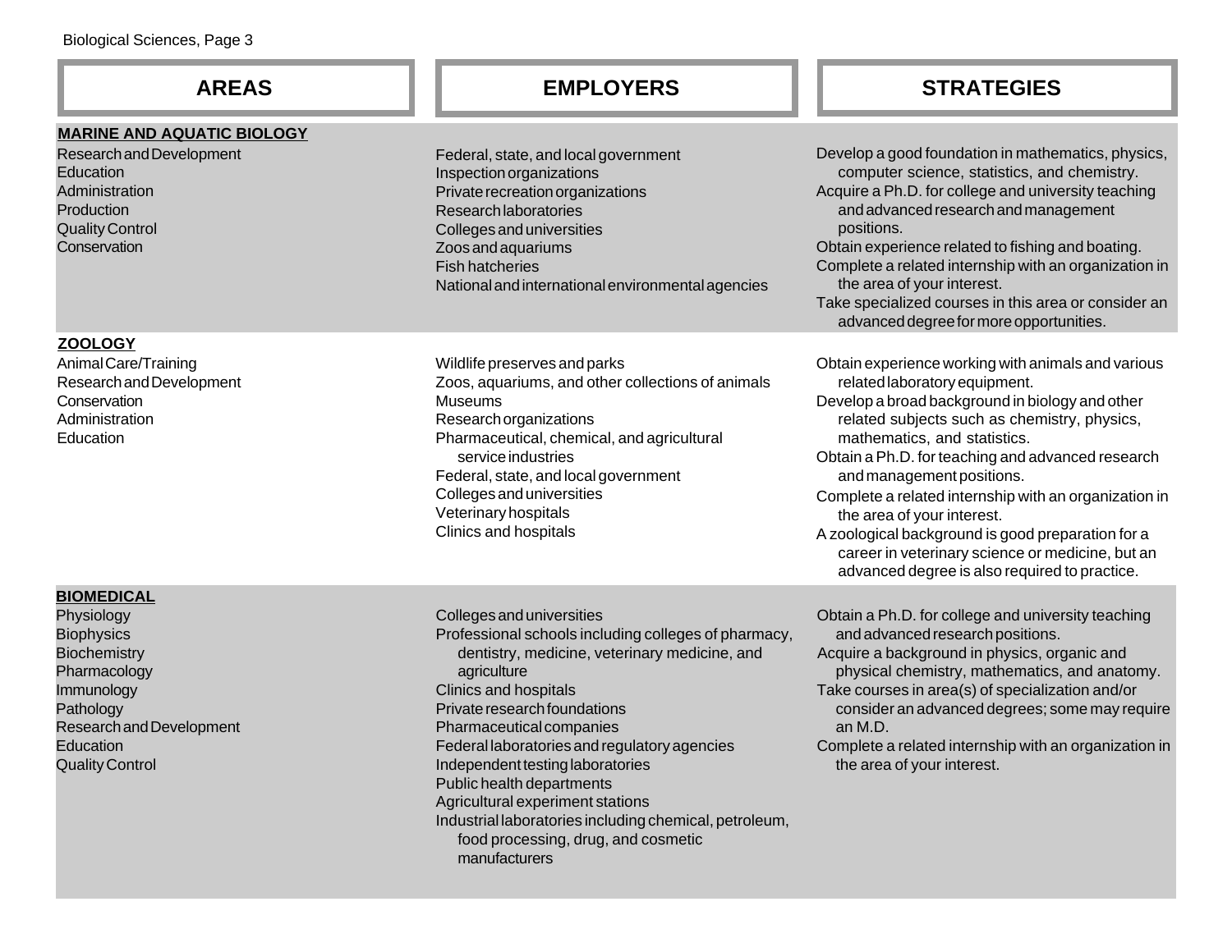| AREAS | EMPLOYERS | STRATEGIES |
|---|---|---|
| **MARINE AND AQUATIC BIOLOGY**<br>Research and Development<br>Education<br>Administration<br>Production<br>Quality Control<br>Conservation | Federal, state, and local government<br>Inspection organizations<br>Private recreation organizations<br>Research laboratories<br>Colleges and universities<br>Zoos and aquariums<br>Fish hatcheries<br>National and international environmental agencies | Develop a good foundation in mathematics, physics, computer science, statistics, and chemistry.<br>Acquire a Ph.D. for college and university teaching and advanced research and management positions.<br>Obtain experience related to fishing and boating.<br>Complete a related internship with an organization in the area of your interest.<br>Take specialized courses in this area or consider an advanced degree for more opportunities. |
| **ZOOLOGY**<br>Animal Care/Training<br>Research and Development<br>Conservation<br>Administration<br>Education | Wildlife preserves and parks<br>Zoos, aquariums, and other collections of animals<br>Museums<br>Research organizations<br>Pharmaceutical, chemical, and agricultural service industries<br>Federal, state, and local government<br>Colleges and universities<br>Veterinary hospitals<br>Clinics and hospitals | Obtain experience working with animals and various related laboratory equipment.<br>Develop a broad background in biology and other related subjects such as chemistry, physics, mathematics, and statistics.<br>Obtain a Ph.D. for teaching and advanced research and management positions.<br>Complete a related internship with an organization in the area of your interest.<br>A zoological background is good preparation for a career in veterinary science or medicine, but an advanced degree is also required to practice. |
| **BIOMEDICAL**<br>Physiology<br>Biophysics<br>Biochemistry<br>Pharmacology<br>Immunology<br>Pathology<br>Research and Development<br>Education<br>Quality Control | Colleges and universities<br>Professional schools including colleges of pharmacy, dentistry, medicine, veterinary medicine, and agriculture<br>Clinics and hospitals<br>Private research foundations<br>Pharmaceutical companies<br>Federal laboratories and regulatory agencies<br>Independent testing laboratories<br>Public health departments<br>Agricultural experiment stations<br>Industrial laboratories including chemical, petroleum, food processing, drug, and cosmetic manufacturers | Obtain a Ph.D. for college and university teaching and advanced research positions.<br>Acquire a background in physics, organic and physical chemistry, mathematics, and anatomy.<br>Take courses in area(s) of specialization and/or consider an advanced degrees; some may require an M.D.<br>Complete a related internship with an organization in the area of your interest. |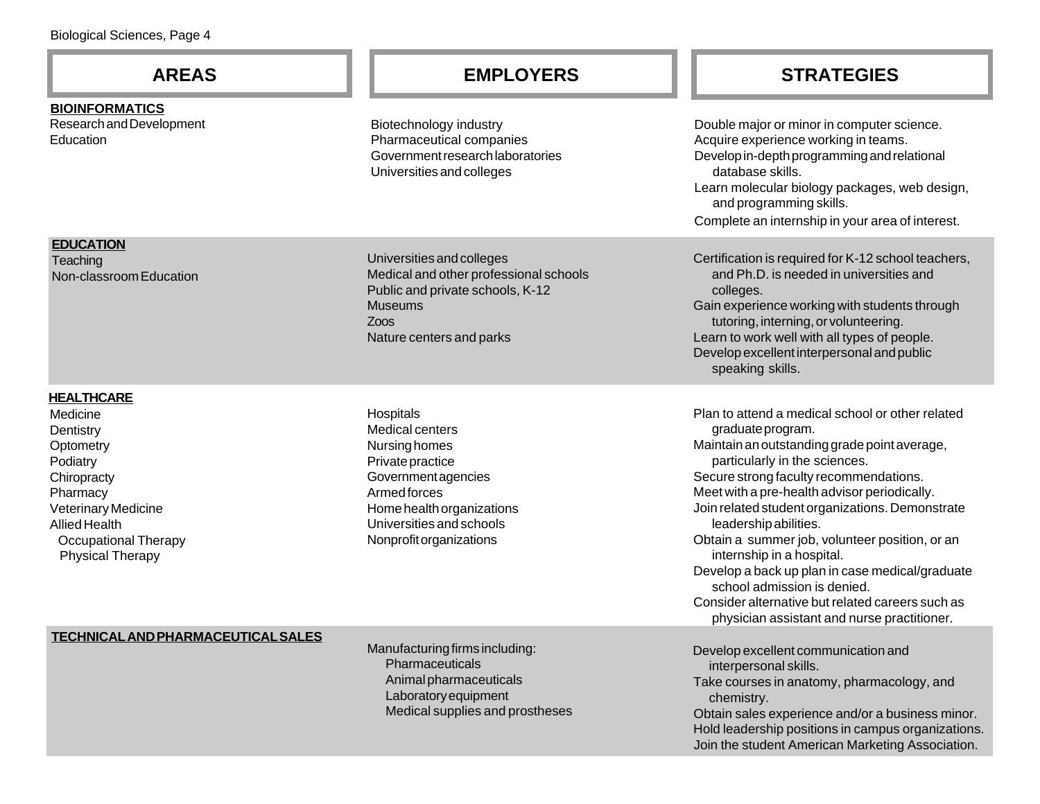| AREAS | EMPLOYERS | STRATEGIES |
| --- | --- | --- |
| **BIOINFORMATICS**<br>Research and Development<br>Education | Biotechnology industry<br>Pharmaceutical companies<br>Government research laboratories<br>Universities and colleges | Double major or minor in computer science.<br>Acquire experience working in teams.<br>Develop in-depth programming and relational database skills.<br>Learn molecular biology packages, web design, and programming skills.<br>Complete an internship in your area of interest. |
| **EDUCATION**<br>Teaching<br>Non-classroom Education | Universities and colleges<br>Medical and other professional schools<br>Public and private schools, K-12<br>Museums<br>Zoos<br>Nature centers and parks | Certification is required for K-12 school teachers, and Ph.D. is needed in universities and colleges.<br>Gain experience working with students through tutoring, interning, or volunteering.<br>Learn to work well with all types of people.<br>Develop excellent interpersonal and public speaking skills. |
| **HEALTHCARE**<br>Medicine<br>Dentistry<br>Optometry<br>Podiatry<br>Chiropracty<br>Pharmacy<br>Veterinary Medicine<br>Allied Health<br>Occupational Therapy<br>Physical Therapy | Hospitals<br>Medical centers<br>Nursing homes<br>Private practice<br>Government agencies<br>Armed forces<br>Home health organizations<br>Universities and schools<br>Nonprofit organizations | Plan to attend a medical school or other related graduate program.<br>Maintain an outstanding grade point average, particularly in the sciences.<br>Secure strong faculty recommendations.<br>Meet with a pre-health advisor periodically.<br>Join related student organizations. Demonstrate leadership abilities.<br>Obtain a summer job, volunteer position, or an internship in a hospital.<br>Develop a back up plan in case medical/graduate school admission is denied.<br>Consider alternative but related careers such as physician assistant and nurse practitioner. |
| **TECHNICAL AND PHARMACEUTICAL SALES** | Manufacturing firms including:<br>Pharmaceuticals<br>Animal pharmaceuticals<br>Laboratory equipment<br>Medical supplies and prostheses | Develop excellent communication and interpersonal skills.<br>Take courses in anatomy, pharmacology, and chemistry.<br>Obtain sales experience and/or a business minor.<br>Hold leadership positions in campus organizations.<br>Join the student American Marketing Association. |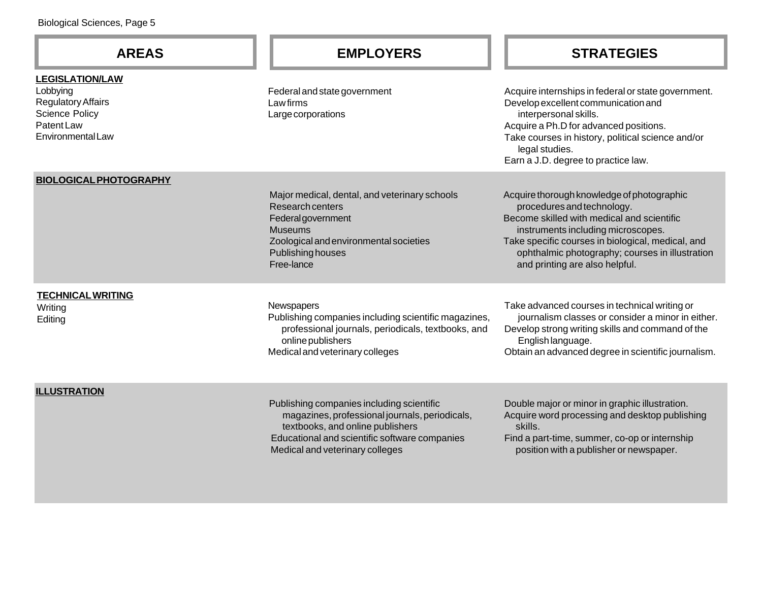| AREAS | EMPLOYERS | STRATEGIES |
| --- | --- | --- |
| **LEGISLATION/LAW**<br>Lobbying<br>Regulatory Affairs<br>Science Policy<br>Patent Law<br>Environmental Law | Federal and state government<br>Law firms<br>Large corporations | Acquire internships in federal or state government.<br>Develop excellent communication and interpersonal skills.<br>Acquire a Ph.D for advanced positions.<br>Take courses in history, political science and/or legal studies.<br>Earn a J.D. degree to practice law. |
| **BIOLOGICAL PHOTOGRAPHY** | Major medical, dental, and veterinary schools<br>Research centers<br>Federal government<br>Museums<br>Zoological and environmental societies<br>Publishing houses<br>Free-lance | Acquire thorough knowledge of photographic procedures and technology.<br>Become skilled with medical and scientific instruments including microscopes.<br>Take specific courses in biological, medical, and ophthalmic photography; courses in illustration and printing are also helpful. |
| **TECHNICAL WRITING**<br>Writing<br>Editing | Newspapers<br>Publishing companies including scientific magazines, professional journals, periodicals, textbooks, and online publishers<br>Medical and veterinary colleges | Take advanced courses in technical writing or journalism classes or consider a minor in either.<br>Develop strong writing skills and command of the English language.<br>Obtain an advanced degree in scientific journalism. |
| **ILLUSTRATION** | Publishing companies including scientific magazines, professional journals, periodicals, textbooks, and online publishers<br>Educational and scientific software companies<br>Medical and veterinary colleges | Double major or minor in graphic illustration.<br>Acquire word processing and desktop publishing skills.<br>Find a part-time, summer, co-op or internship position with a publisher or newspaper. |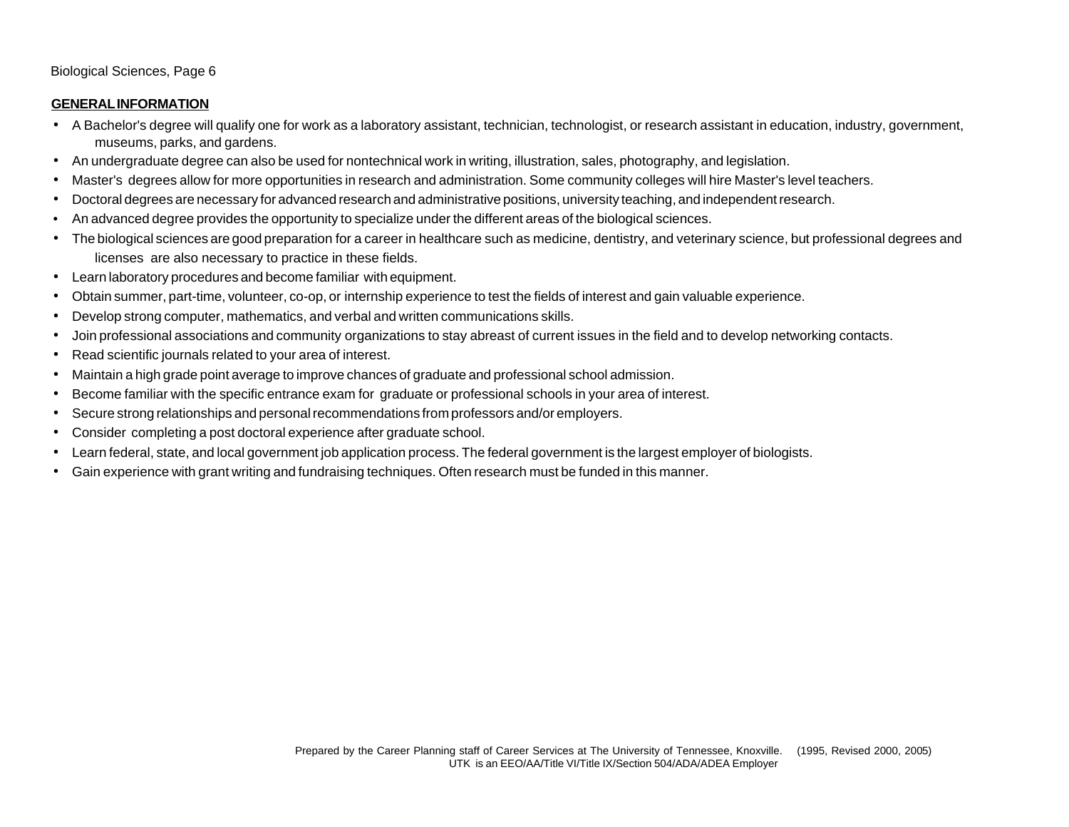## GENERAL INFORMATION

- A Bachelor's degree will qualify one for work as a laboratory assistant, technician, technologist, or research assistant in education, industry, government, museums, parks, and gardens.
- An undergraduate degree can also be used for nontechnical work in writing, illustration, sales, photography, and legislation.
- Master's degrees allow for more opportunities in research and administration. Some community colleges will hire Master's level teachers.
- Doctoral degrees are necessary for advanced research and administrative positions, university teaching, and independent research.
- An advanced degree provides the opportunity to specialize under the different areas of the biological sciences.
- The biological sciences are good preparation for a career in healthcare such as medicine, dentistry, and veterinary science, but professional degrees and licenses are also necessary to practice in these fields.
- Learn laboratory procedures and become familiar with equipment.
- Obtain summer, part-time, volunteer, co-op, or internship experience to test the fields of interest and gain valuable experience.
- Develop strong computer, mathematics, and verbal and written communications skills.
- Join professional associations and community organizations to stay abreast of current issues in the field and to develop networking contacts.
- Read scientific journals related to your area of interest.
- Maintain a high grade point average to improve chances of graduate and professional school admission.
- Become familiar with the specific entrance exam for graduate or professional schools in your area of interest.
- Secure strong relationships and personal recommendations from professors and/or employers.
- Consider completing a post doctoral experience after graduate school.
- Learn federal, state, and local government job application process. The federal government is the largest employer of biologists.
- Gain experience with grant writing and fundraising techniques. Often research must be funded in this manner.

Prepared by the Career Planning staff of Career Services at The University of Tennessee, Knoxville. (1995, Revised 2000, 2005)
UTK is an EEO/AA/Title VI/Title IX/Section 504/ADA/ADEA Employer